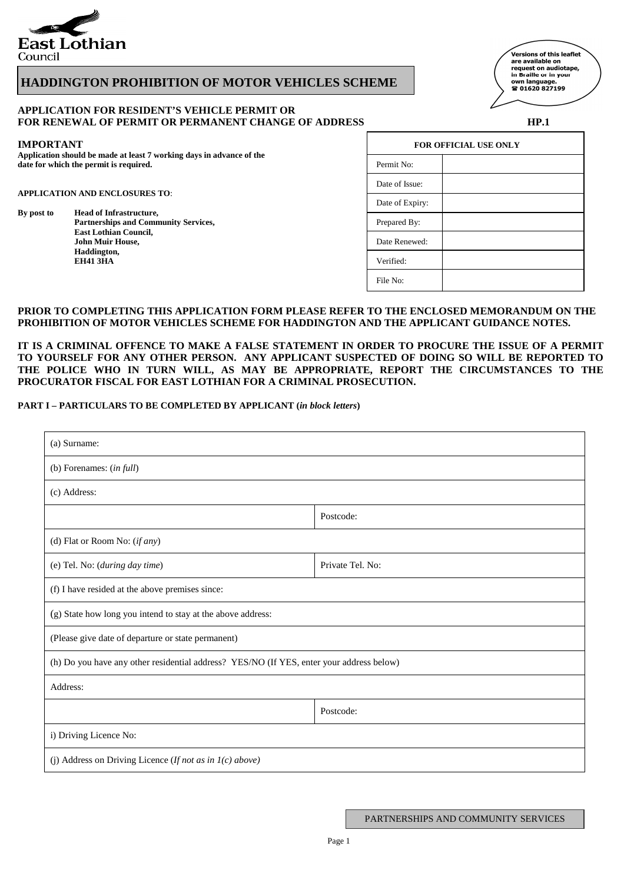East Lothian Council

# HADDINGTON PROHIBITION OF MOTOR VEHICLES SCHEME

Versions of this leaflet are available on request on audiotape, in Braille or in your own language. ☎ 01620 827199

**APPLICATION FOR RESIDENT'S VEHICLE PERMIT OR FOR RENEWAL OF PERMIT OR PERMANENT CHANGE OF ADDRESS** **HP.1**

**IMPORTANT**
**Application should be made at least 7 working days in advance of the date for which the permit is required.**

**APPLICATION AND ENCLOSURES TO**:

**By post to** **Head of Infrastructure,**
**Partnerships and Community Services,**
**East Lothian Council,**
**John Muir House,**
**Haddington,**
**EH41 3HA**

| FOR OFFICIAL USE ONLY | |
|---|---|
| Permit No: | |
| Date of Issue: | |
| Date of Expiry: | |
| Prepared By: | |
| Date Renewed: | |
| Verified: | |
| File No: | |

**PRIOR TO COMPLETING THIS APPLICATION FORM PLEASE REFER TO THE ENCLOSED MEMORANDUM ON THE PROHIBITION OF MOTOR VEHICLES SCHEME FOR HADDINGTON AND THE APPLICANT GUIDANCE NOTES.**

**IT IS A CRIMINAL OFFENCE TO MAKE A FALSE STATEMENT IN ORDER TO PROCURE THE ISSUE OF A PERMIT TO YOURSELF FOR ANY OTHER PERSON. ANY APPLICANT SUSPECTED OF DOING SO WILL BE REPORTED TO THE POLICE WHO IN TURN WILL, AS MAY BE APPROPRIATE, REPORT THE CIRCUMSTANCES TO THE PROCURATOR FISCAL FOR EAST LOTHIAN FOR A CRIMINAL PROSECUTION.**

**PART I – PARTICULARS TO BE COMPLETED BY APPLICANT (*in block letters*)**

| | |
|---|---|
| (a) Surname: | |
| (b) Forenames: (*in full*) | |
| (c) Address: | |
| | Postcode: |
| (d) Flat or Room No: (*if any*) | |
| (e) Tel. No: (*during day time*) | Private Tel. No: |
| (f) I have resided at the above premises since: | |
| (g) State how long you intend to stay at the above address: | |
| (Please give date of departure or state permanent) | |
| (h) Do you have any other residential address? YES/NO (If YES, enter your address below) | |
| Address: | |
| | Postcode: |
| i) Driving Licence No: | |
| (j) Address on Driving Licence (*If not as in 1(c) above)* | |

PARTNERSHIPS AND COMMUNITY SERVICES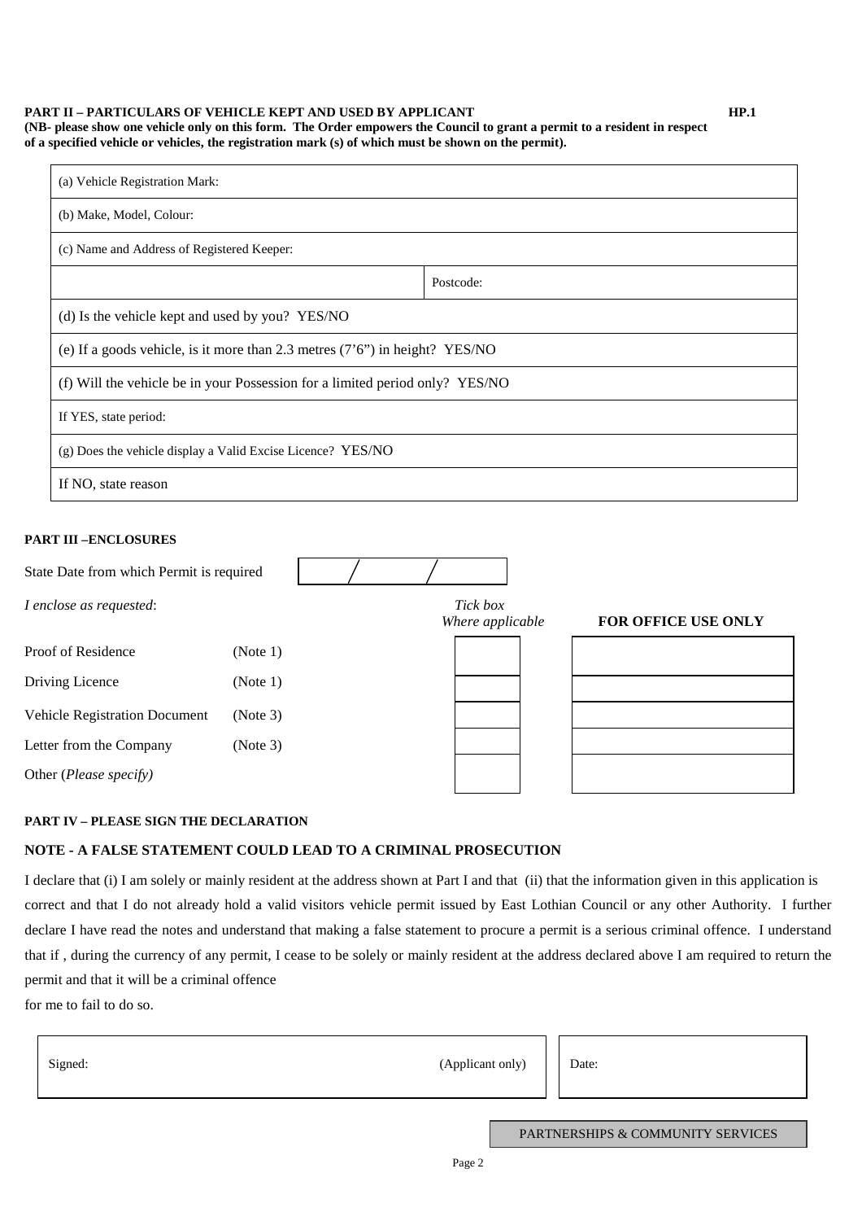**PART II – PARTICULARS OF VEHICLE KEPT AND USED BY APPLICANT** **HP.1**

**(NB- please show one vehicle only on this form. The Order empowers the Council to grant a permit to a resident in respect of a specified vehicle or vehicles, the registration mark (s) of which must be shown on the permit).**

| | |
|---|---|
| (a) Vehicle Registration Mark: | |
| (b) Make, Model, Colour: | |
| (c) Name and Address of Registered Keeper: | |
| | Postcode: |
| (d) Is the vehicle kept and used by you? YES/NO | |
| (e) If a goods vehicle, is it more than 2.3 metres (7'6") in height? YES/NO | |
| (f) Will the vehicle be in your Possession for a limited period only? YES/NO | |
| If YES, state period: | |
| (g) Does the vehicle display a Valid Excise Licence? YES/NO | |
| If NO, state reason | |

**PART III –ENCLOSURES**

State Date from which Permit is required &nbsp;&nbsp; / &nbsp;&nbsp; /

| *I enclose as requested*: | | *Tick box Where applicable* | **FOR OFFICE USE ONLY** |
|---|---|---|---|
| Proof of Residence | (Note 1) | | |
| Driving Licence | (Note 1) | | |
| Vehicle Registration Document | (Note 3) | | |
| Letter from the Company | (Note 3) | | |
| Other (*Please specify)* | | | |

**PART IV – PLEASE SIGN THE DECLARATION**

**NOTE - A FALSE STATEMENT COULD LEAD TO A CRIMINAL PROSECUTION**

I declare that (i) I am solely or mainly resident at the address shown at Part I and that (ii) that the information given in this application is correct and that I do not already hold a valid visitors vehicle permit issued by East Lothian Council or any other Authority. I further declare I have read the notes and understand that making a false statement to procure a permit is a serious criminal offence. I understand that if , during the currency of any permit, I cease to be solely or mainly resident at the address declared above I am required to return the permit and that it will be a criminal offence
for me to fail to do so.

| Signed: (Applicant only) | Date: |
|---|---|

PARTNERSHIPS & COMMUNITY SERVICES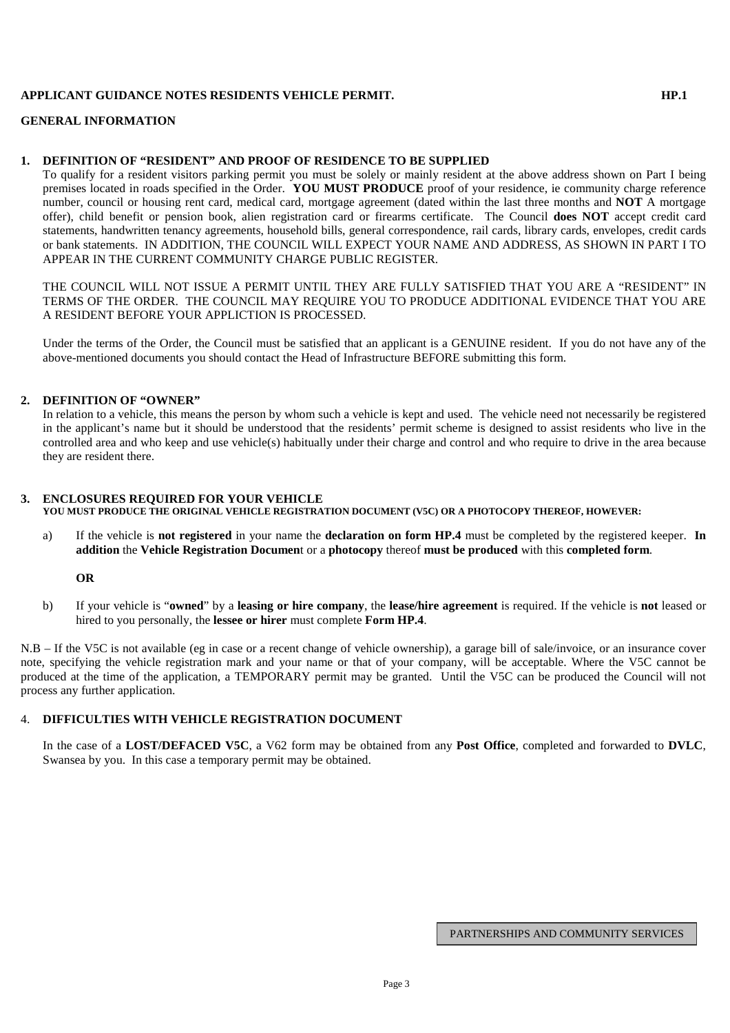**APPLICANT GUIDANCE NOTES RESIDENTS VEHICLE PERMIT.** **HP.1**

**GENERAL INFORMATION**

**1. DEFINITION OF "RESIDENT" AND PROOF OF RESIDENCE TO BE SUPPLIED**

To qualify for a resident visitors parking permit you must be solely or mainly resident at the above address shown on Part I being premises located in roads specified in the Order. **YOU MUST PRODUCE** proof of your residence, ie community charge reference number, council or housing rent card, medical card, mortgage agreement (dated within the last three months and **NOT** A mortgage offer), child benefit or pension book, alien registration card or firearms certificate. The Council **does NOT** accept credit card statements, handwritten tenancy agreements, household bills, general correspondence, rail cards, library cards, envelopes, credit cards or bank statements. IN ADDITION, THE COUNCIL WILL EXPECT YOUR NAME AND ADDRESS, AS SHOWN IN PART I TO APPEAR IN THE CURRENT COMMUNITY CHARGE PUBLIC REGISTER.

THE COUNCIL WILL NOT ISSUE A PERMIT UNTIL THEY ARE FULLY SATISFIED THAT YOU ARE A "RESIDENT" IN TERMS OF THE ORDER. THE COUNCIL MAY REQUIRE YOU TO PRODUCE ADDITIONAL EVIDENCE THAT YOU ARE A RESIDENT BEFORE YOUR APPLICTION IS PROCESSED.

Under the terms of the Order, the Council must be satisfied that an applicant is a GENUINE resident. If you do not have any of the above-mentioned documents you should contact the Head of Infrastructure BEFORE submitting this form.

**2. DEFINITION OF "OWNER"**

In relation to a vehicle, this means the person by whom such a vehicle is kept and used. The vehicle need not necessarily be registered in the applicant's name but it should be understood that the residents' permit scheme is designed to assist residents who live in the controlled area and who keep and use vehicle(s) habitually under their charge and control and who require to drive in the area because they are resident there.

**3. ENCLOSURES REQUIRED FOR YOUR VEHICLE**

**YOU MUST PRODUCE THE ORIGINAL VEHICLE REGISTRATION DOCUMENT (V5C) OR A PHOTOCOPY THEREOF, HOWEVER:**

a) If the vehicle is **not registered** in your name the **declaration on form HP.4** must be completed by the registered keeper. **In addition** the **Vehicle Registration Documen**t or a **photocopy** thereof **must be produced** with this **completed form**.

**OR**

b) If your vehicle is "**owned**" by a **leasing or hire company**, the **lease/hire agreement** is required. If the vehicle is **not** leased or hired to you personally, the **lessee or hirer** must complete **Form HP.4**.

N.B – If the V5C is not available (eg in case or a recent change of vehicle ownership), a garage bill of sale/invoice, or an insurance cover note, specifying the vehicle registration mark and your name or that of your company, will be acceptable. Where the V5C cannot be produced at the time of the application, a TEMPORARY permit may be granted. Until the V5C can be produced the Council will not process any further application.

4. **DIFFICULTIES WITH VEHICLE REGISTRATION DOCUMENT**

In the case of a **LOST/DEFACED V5C**, a V62 form may be obtained from any **Post Office**, completed and forwarded to **DVLC**, Swansea by you. In this case a temporary permit may be obtained.

PARTNERSHIPS AND COMMUNITY SERVICES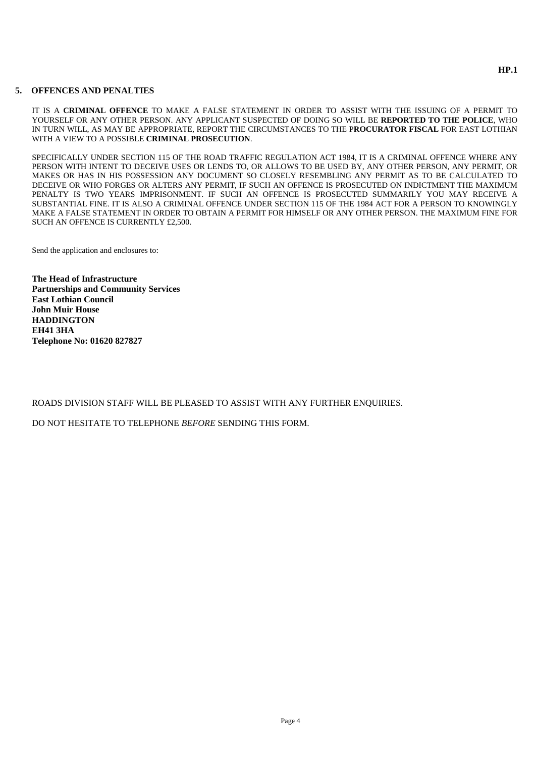## 5. OFFENCES AND PENALTIES

IT IS A **CRIMINAL OFFENCE** TO MAKE A FALSE STATEMENT IN ORDER TO ASSIST WITH THE ISSUING OF A PERMIT TO YOURSELF OR ANY OTHER PERSON. ANY APPLICANT SUSPECTED OF DOING SO WILL BE **REPORTED TO THE POLICE**, WHO IN TURN WILL, AS MAY BE APPROPRIATE, REPORT THE CIRCUMSTANCES TO THE P**ROCURATOR FISCAL** FOR EAST LOTHIAN WITH A VIEW TO A POSSIBLE **CRIMINAL PROSECUTION**.

SPECIFICALLY UNDER SECTION 115 OF THE ROAD TRAFFIC REGULATION ACT 1984, IT IS A CRIMINAL OFFENCE WHERE ANY PERSON WITH INTENT TO DECEIVE USES OR LENDS TO, OR ALLOWS TO BE USED BY, ANY OTHER PERSON, ANY PERMIT, OR MAKES OR HAS IN HIS POSSESSION ANY DOCUMENT SO CLOSELY RESEMBLING ANY PERMIT AS TO BE CALCULATED TO DECEIVE OR WHO FORGES OR ALTERS ANY PERMIT, IF SUCH AN OFFENCE IS PROSECUTED ON INDICTMENT THE MAXIMUM PENALTY IS TWO YEARS IMPRISONMENT. IF SUCH AN OFFENCE IS PROSECUTED SUMMARILY YOU MAY RECEIVE A SUBSTANTIAL FINE. IT IS ALSO A CRIMINAL OFFENCE UNDER SECTION 115 OF THE 1984 ACT FOR A PERSON TO KNOWINGLY MAKE A FALSE STATEMENT IN ORDER TO OBTAIN A PERMIT FOR HIMSELF OR ANY OTHER PERSON. THE MAXIMUM FINE FOR SUCH AN OFFENCE IS CURRENTLY £2,500.

Send the application and enclosures to:

**The Head of Infrastructure**
**Partnerships and Community Services**
**East Lothian Council**
**John Muir House**
**HADDINGTON**
**EH41 3HA**
**Telephone No: 01620 827827**

ROADS DIVISION STAFF WILL BE PLEASED TO ASSIST WITH ANY FURTHER ENQUIRIES.

DO NOT HESITATE TO TELEPHONE *BEFORE* SENDING THIS FORM.